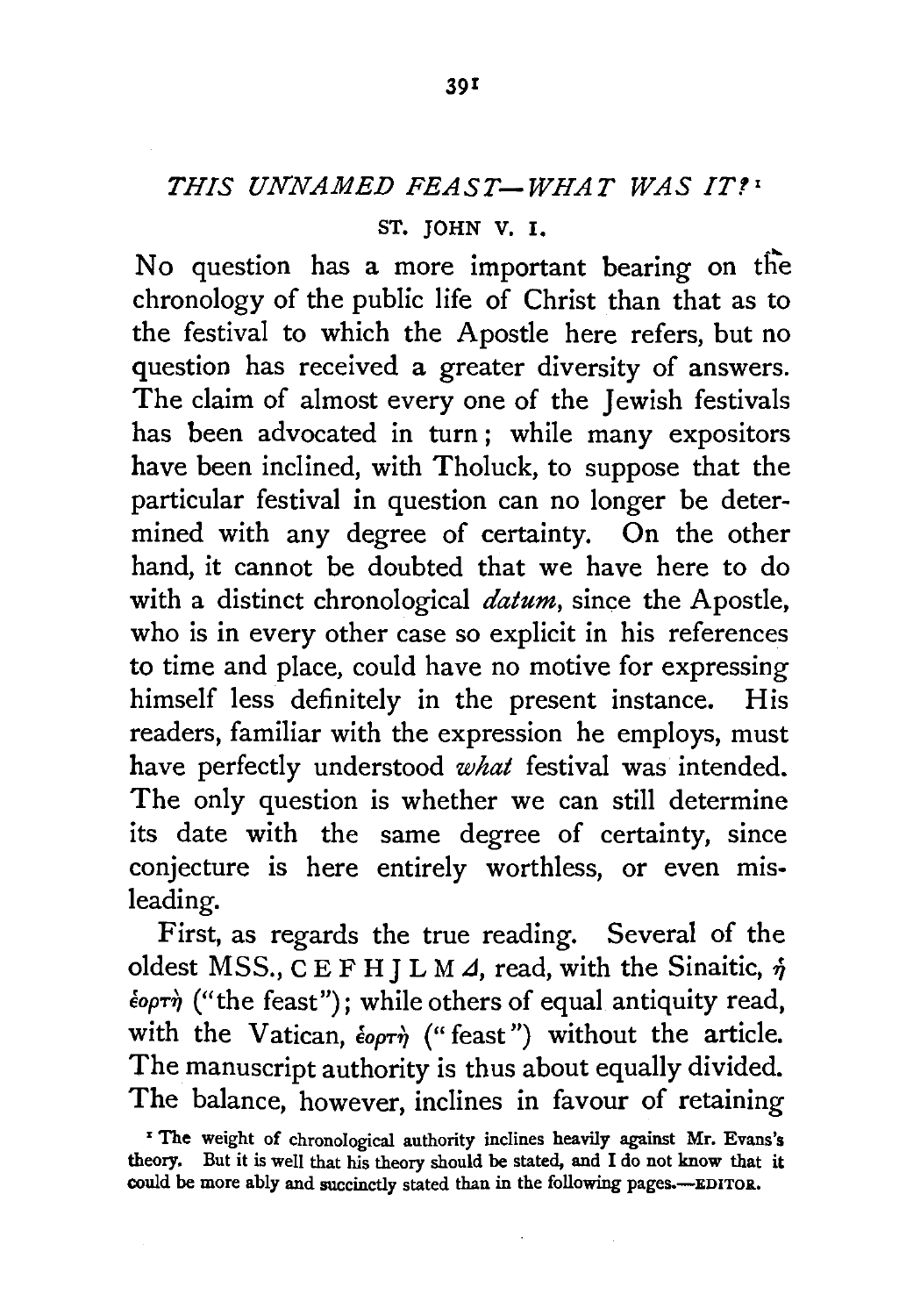## *THIS UNNAMED FEAST—WHAT WAS IT?*[1]

### ST. JOHN V. 1.

No question has a more important bearing on the chronology of the public life of Christ than that as to the festival to which the Apostle here refers, but no question has received a greater diversity of answers. The claim of almost every one of the Jewish festivals has been advocated in turn; while many expositors have been inclined, with Tholuck, to suppose that the particular festival in question can no longer be determined with any degree of certainty. On the other hand, it cannot be doubted that we have here to do with a distinct chronological *datum*, since the Apostle, who is in every other case so explicit in his references to time and place, could have no motive for expressing himself less definitely in the present instance. His readers, familiar with the expression he employs, must have perfectly understood *what* festival was intended. The only question is whether we can still determine its date with the same degree of certainty, since conjecture is here entirely worthless, or even misleading.

First, as regards the true reading. Several of the oldest MSS., C E F H J L M Δ, read, with the Sinaitic, ἡ ἑορτὴ ("the feast"); while others of equal antiquity read, with the Vatican, ἑορτὴ ("feast") without the article. The manuscript authority is thus about equally divided. The balance, however, inclines in favour of retaining

[1] The weight of chronological authority inclines heavily against Mr. Evans's theory. But it is well that his theory should be stated, and I do not know that it could be more ably and succinctly stated than in the following pages.—EDITOR.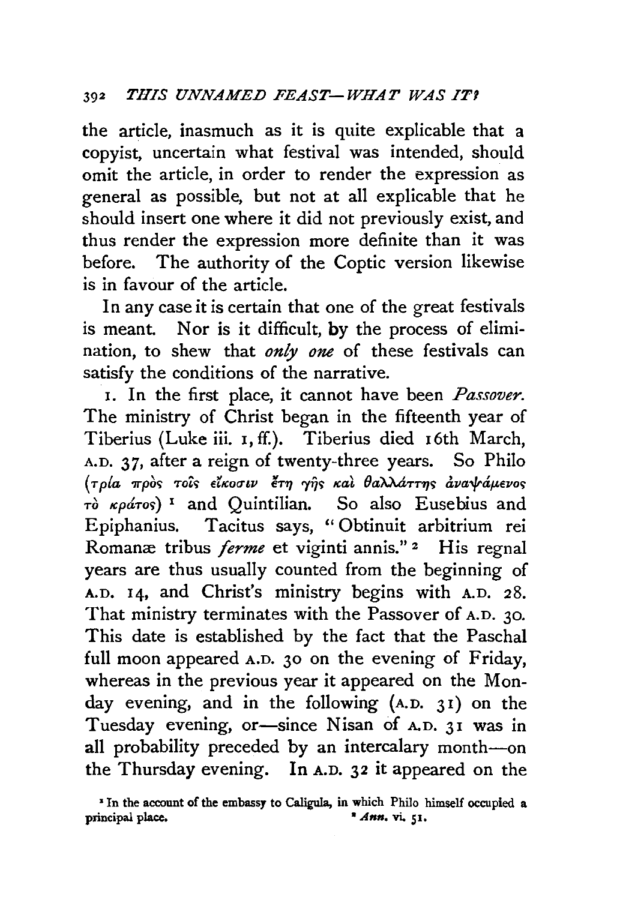the article, inasmuch as it is quite explicable that a copyist, uncertain what festival was intended, should omit the article, in order to render the expression as general as possible, but not at all explicable that he should insert one where it did not previously exist, and thus render the expression more definite than it was before. The authority of the Coptic version likewise is in favour of the article.

In any case it is certain that one of the great festivals is meant. Nor is it difficult, by the process of elimination, to shew that *only one* of these festivals can satisfy the conditions of the narrative.

1. In the first place, it cannot have been *Passover*. The ministry of Christ began in the fifteenth year of Tiberius (Luke iii. 1, ff.). Tiberius died 16th March, A.D. 37, after a reign of twenty-three years. So Philo (τρία πρὸς τοῖς εἴκοσιν ἔτη γῆς καὶ θαλάττης ἀναψάμενος τὸ κράτος) [1] and Quintilian. So also Eusebius and Epiphanius. Tacitus says, "Obtinuit arbitrium rei Romanæ tribus *ferme* et viginti annis." [2] His regnal years are thus usually counted from the beginning of A.D. 14, and Christ's ministry begins with A.D. 28. That ministry terminates with the Passover of A.D. 30. This date is established by the fact that the Paschal full moon appeared A.D. 30 on the evening of Friday, whereas in the previous year it appeared on the Monday evening, and in the following (A.D. 31) on the Tuesday evening, or—since Nisan of A.D. 31 was in all probability preceded by an intercalary month—on the Thursday evening. In A.D. 32 it appeared on the

[1] In the account of the embassy to Caligula, in which Philo himself occupied a principal place.

[2] *Ann.* vi. 51.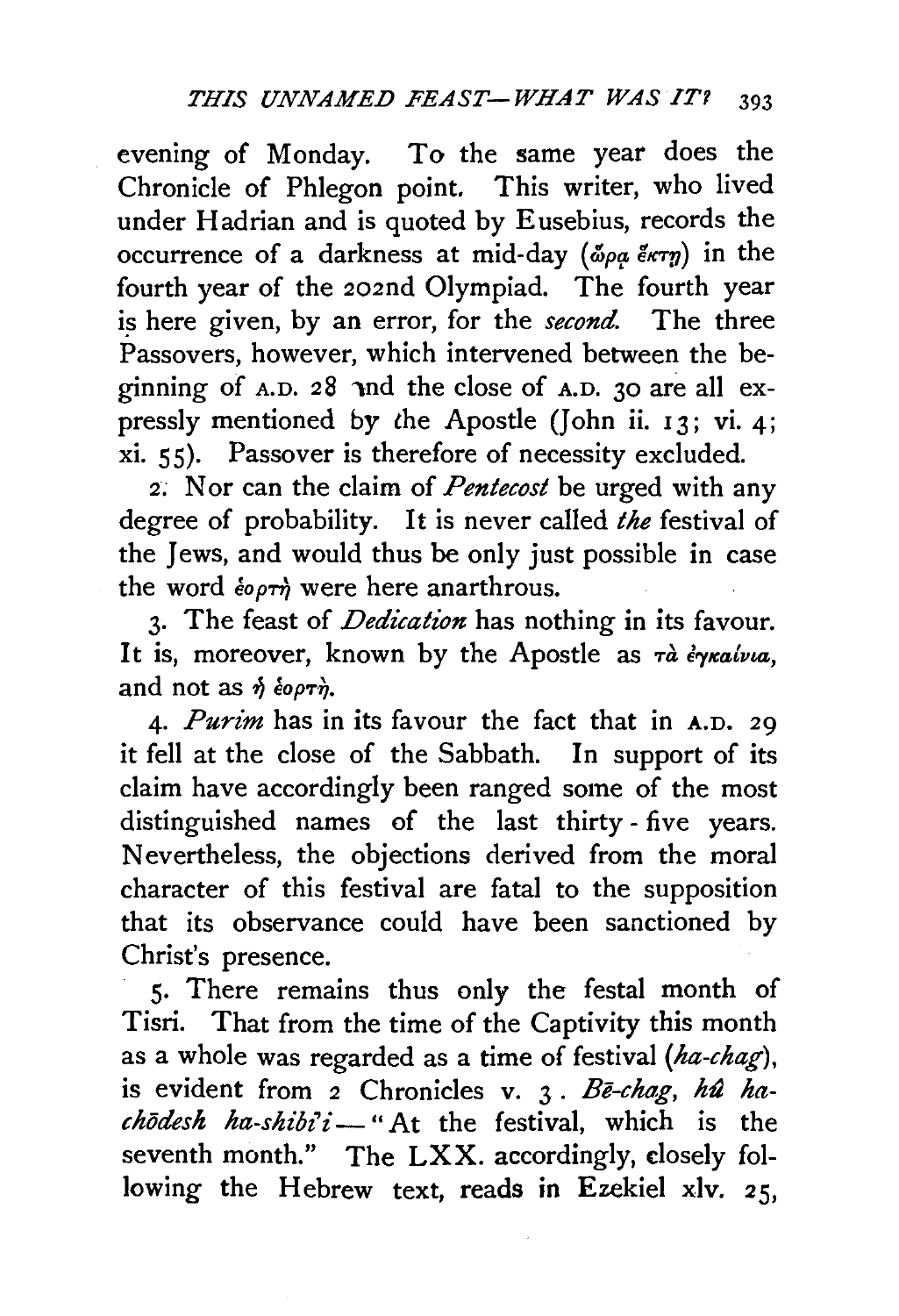evening of Monday. To the same year does the Chronicle of Phlegon point. This writer, who lived under Hadrian and is quoted by Eusebius, records the occurrence of a darkness at mid-day (ὥρᾳ ἕκτῃ) in the fourth year of the 202nd Olympiad. The fourth year is here given, by an error, for the *second.* The three Passovers, however, which intervened between the beginning of A.D. 28 and the close of A.D. 30 are all expressly mentioned by the Apostle (John ii. 13; vi. 4; xi. 55). Passover is therefore of necessity excluded.

2. Nor can the claim of *Pentecost* be urged with any degree of probability. It is never called *the* festival of the Jews, and would thus be only just possible in case the word ἑορτὴ were here anarthrous.

3. The feast of *Dedication* has nothing in its favour. It is, moreover, known by the Apostle as τὰ ἐγκαίνια, and not as ἡ ἑορτὴ.

4. *Purim* has in its favour the fact that in A.D. 29 it fell at the close of the Sabbath. In support of its claim have accordingly been ranged some of the most distinguished names of the last thirty-five years. Nevertheless, the objections derived from the moral character of this festival are fatal to the supposition that its observance could have been sanctioned by Christ's presence.

5. There remains thus only the festal month of Tisri. That from the time of the Captivity this month as a whole was regarded as a time of festival (*ha-chag*), is evident from 2 Chronicles v. 3. *Bē-chag, hû ha-chōdesh ha-shibi'i*—"At the festival, which is the seventh month." The LXX. accordingly, closely following the Hebrew text, reads in Ezekiel xlv. 25,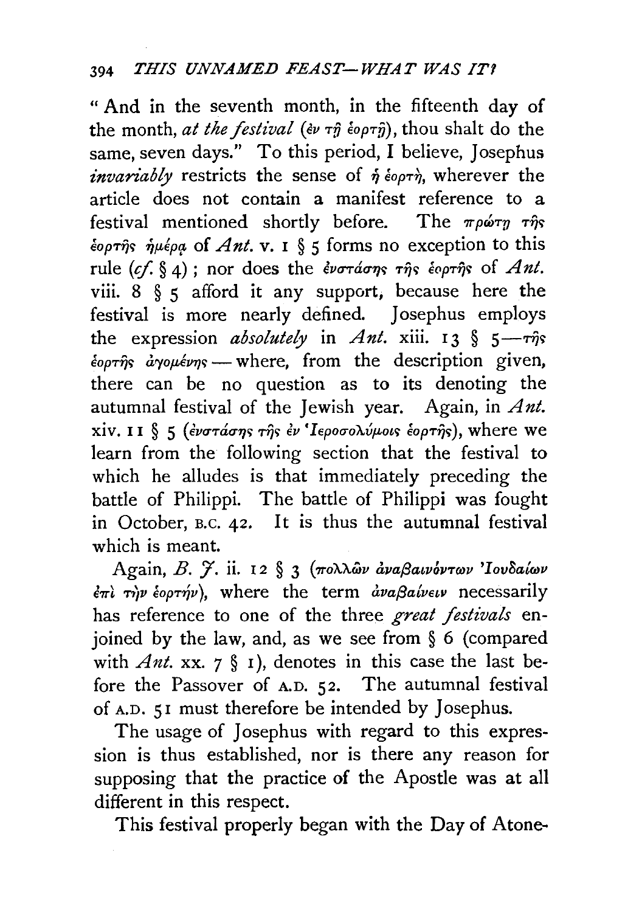"And in the seventh month, in the fifteenth day of the month, *at the festival* (ἐν τῇ ἑορτῇ), thou shalt do the same, seven days." To this period, I believe, Josephus *invariably* restricts the sense of ἡ ἑορτὴ, wherever the article does not contain a manifest reference to a festival mentioned shortly before. The πρώτῃ τῆς ἑορτῆς ἡμέρᾳ of *Ant.* v. 1 § 5 forms no exception to this rule (*cf.* § 4); nor does the ἐνστάσης τῆς ἑορτῆς of *Ant.* viii. 8 § 5 afford it any support, because here the festival is more nearly defined. Josephus employs the expression *absolutely* in *Ant.* xiii. 13 § 5—τῆς ἑορτῆς ἀγομένης — where, from the description given, there can be no question as to its denoting the autumnal festival of the Jewish year. Again, in *Ant.* xiv. 11 § 5 (ἐνστάσης τῆς ἐν Ἱεροσολύμοις ἑορτῆς), where we learn from the following section that the festival to which he alludes is that immediately preceding the battle of Philippi. The battle of Philippi was fought in October, B.C. 42. It is thus the autumnal festival which is meant.

Again, *B. J.* ii. 12 § 3 (πολλῶν ἀναβαινόντων Ἰουδαίων ἐπὶ τὴν ἑορτήν), where the term ἀναβαίνειν necessarily has reference to one of the three *great festivals* enjoined by the law, and, as we see from § 6 (compared with *Ant.* xx. 7 § 1), denotes in this case the last before the Passover of A.D. 52. The autumnal festival of A.D. 51 must therefore be intended by Josephus.

The usage of Josephus with regard to this expression is thus established, nor is there any reason for supposing that the practice of the Apostle was at all different in this respect.

This festival properly began with the Day of Atone-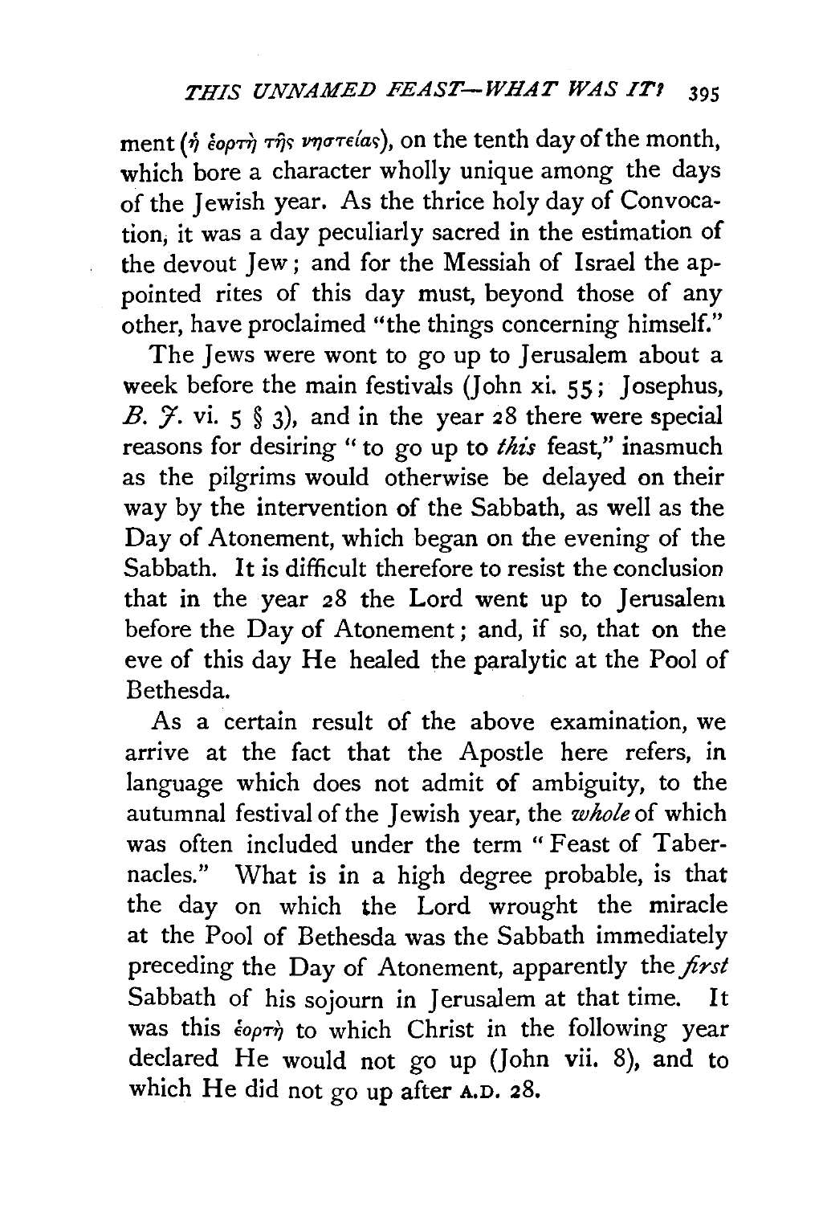ment (ἡ ἑορτὴ τῆς νηστείας), on the tenth day of the month, which bore a character wholly unique among the days of the Jewish year. As the thrice holy day of Convocation, it was a day peculiarly sacred in the estimation of the devout Jew; and for the Messiah of Israel the appointed rites of this day must, beyond those of any other, have proclaimed "the things concerning himself."

The Jews were wont to go up to Jerusalem about a week before the main festivals (John xi. 55; Josephus, *B. J.* vi. 5 § 3), and in the year 28 there were special reasons for desiring "to go up to *this* feast," inasmuch as the pilgrims would otherwise be delayed on their way by the intervention of the Sabbath, as well as the Day of Atonement, which began on the evening of the Sabbath. It is difficult therefore to resist the conclusion that in the year 28 the Lord went up to Jerusalem before the Day of Atonement; and, if so, that on the eve of this day He healed the paralytic at the Pool of Bethesda.

As a certain result of the above examination, we arrive at the fact that the Apostle here refers, in language which does not admit of ambiguity, to the autumnal festival of the Jewish year, the *whole* of which was often included under the term "Feast of Tabernacles." What is in a high degree probable, is that the day on which the Lord wrought the miracle at the Pool of Bethesda was the Sabbath immediately preceding the Day of Atonement, apparently the *first* Sabbath of his sojourn in Jerusalem at that time. It was this ἑορτὴ to which Christ in the following year declared He would not go up (John vii. 8), and to which He did not go up after A.D. 28.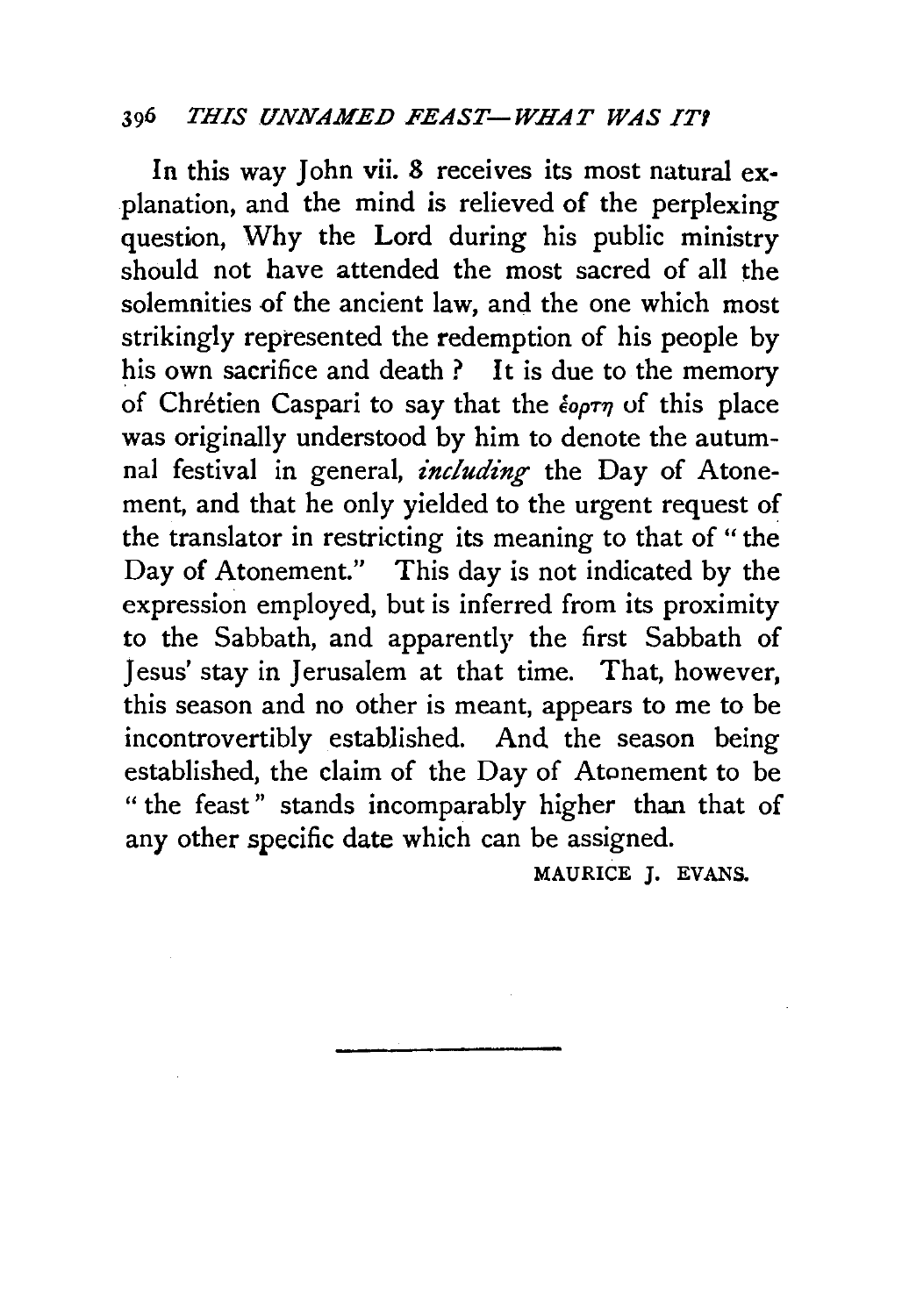In this way John vii. 8 receives its most natural explanation, and the mind is relieved of the perplexing question, Why the Lord during his public ministry should not have attended the most sacred of all the solemnities of the ancient law, and the one which most strikingly represented the redemption of his people by his own sacrifice and death? It is due to the memory of Chrétien Caspari to say that the ἑορτη of this place was originally understood by him to denote the autumnal festival in general, *including* the Day of Atonement, and that he only yielded to the urgent request of the translator in restricting its meaning to that of "the Day of Atonement." This day is not indicated by the expression employed, but is inferred from its proximity to the Sabbath, and apparently the first Sabbath of Jesus' stay in Jerusalem at that time. That, however, this season and no other is meant, appears to me to be incontrovertibly established. And the season being established, the claim of the Day of Atonement to be "the feast" stands incomparably higher than that of any other specific date which can be assigned.

MAURICE J. EVANS.